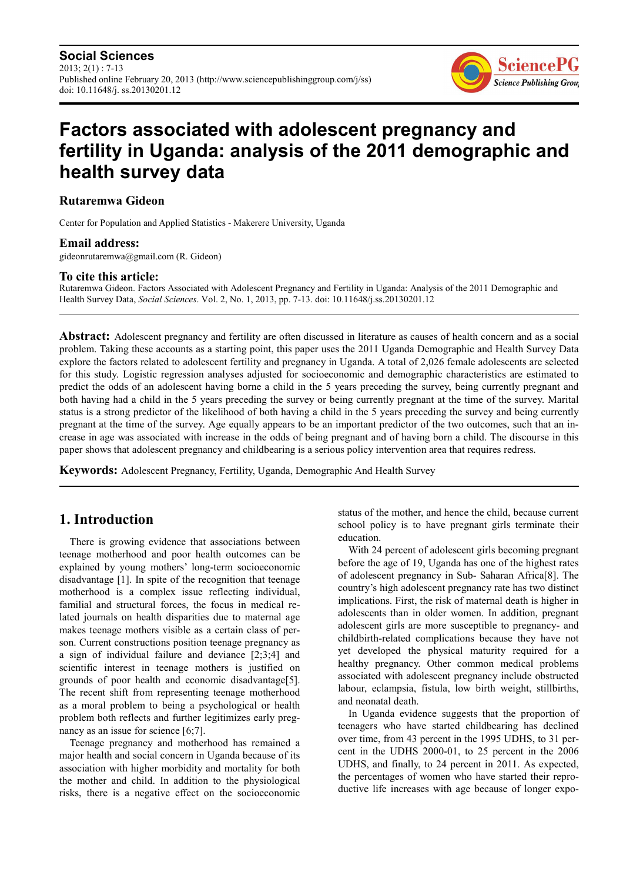**Social Sciences**
2013; 2(1) : 7-13
Published online February 20, 2013 (http://www.sciencepublishinggroup.com/j/ss)
doi: 10.11648/j. ss.20130201.12

# Factors associated with adolescent pregnancy and fertility in Uganda: analysis of the 2011 demographic and health survey data

**Rutaremwa Gideon**

Center for Population and Applied Statistics - Makerere University, Uganda

### Email address:

gideonrutaremwa@gmail.com (R. Gideon)

### To cite this article:

Rutaremwa Gideon. Factors Associated with Adolescent Pregnancy and Fertility in Uganda: Analysis of the 2011 Demographic and Health Survey Data, *Social Sciences*. Vol. 2, No. 1, 2013, pp. 7-13. doi: 10.11648/j.ss.20130201.12

---

**Abstract:** Adolescent pregnancy and fertility are often discussed in literature as causes of health concern and as a social problem. Taking these accounts as a starting point, this paper uses the 2011 Uganda Demographic and Health Survey Data explore the factors related to adolescent fertility and pregnancy in Uganda. A total of 2,026 female adolescents are selected for this study. Logistic regression analyses adjusted for socioeconomic and demographic characteristics are estimated to predict the odds of an adolescent having borne a child in the 5 years preceding the survey, being currently pregnant and both having had a child in the 5 years preceding the survey or being currently pregnant at the time of the survey. Marital status is a strong predictor of the likelihood of both having a child in the 5 years preceding the survey and being currently pregnant at the time of the survey. Age equally appears to be an important predictor of the two outcomes, such that an increase in age was associated with increase in the odds of being pregnant and of having born a child. The discourse in this paper shows that adolescent pregnancy and childbearing is a serious policy intervention area that requires redress.

**Keywords:** Adolescent Pregnancy, Fertility, Uganda, Demographic And Health Survey

---

## 1. Introduction

There is growing evidence that associations between teenage motherhood and poor health outcomes can be explained by young mothers' long-term socioeconomic disadvantage [1]. In spite of the recognition that teenage motherhood is a complex issue reflecting individual, familial and structural forces, the focus in medical related journals on health disparities due to maternal age makes teenage mothers visible as a certain class of person. Current constructions position teenage pregnancy as a sign of individual failure and deviance [2;3;4] and scientific interest in teenage mothers is justified on grounds of poor health and economic disadvantage[5]. The recent shift from representing teenage motherhood as a moral problem to being a psychological or health problem both reflects and further legitimizes early pregnancy as an issue for science [6;7].

Teenage pregnancy and motherhood has remained a major health and social concern in Uganda because of its association with higher morbidity and mortality for both the mother and child. In addition to the physiological risks, there is a negative effect on the socioeconomic status of the mother, and hence the child, because current school policy is to have pregnant girls terminate their education.

With 24 percent of adolescent girls becoming pregnant before the age of 19, Uganda has one of the highest rates of adolescent pregnancy in Sub- Saharan Africa[8]. The country's high adolescent pregnancy rate has two distinct implications. First, the risk of maternal death is higher in adolescents than in older women. In addition, pregnant adolescent girls are more susceptible to pregnancy- and childbirth-related complications because they have not yet developed the physical maturity required for a healthy pregnancy. Other common medical problems associated with adolescent pregnancy include obstructed labour, eclampsia, fistula, low birth weight, stillbirths, and neonatal death.

In Uganda evidence suggests that the proportion of teenagers who have started childbearing has declined over time, from 43 percent in the 1995 UDHS, to 31 percent in the UDHS 2000-01, to 25 percent in the 2006 UDHS, and finally, to 24 percent in 2011. As expected, the percentages of women who have started their reproductive life increases with age because of longer expo-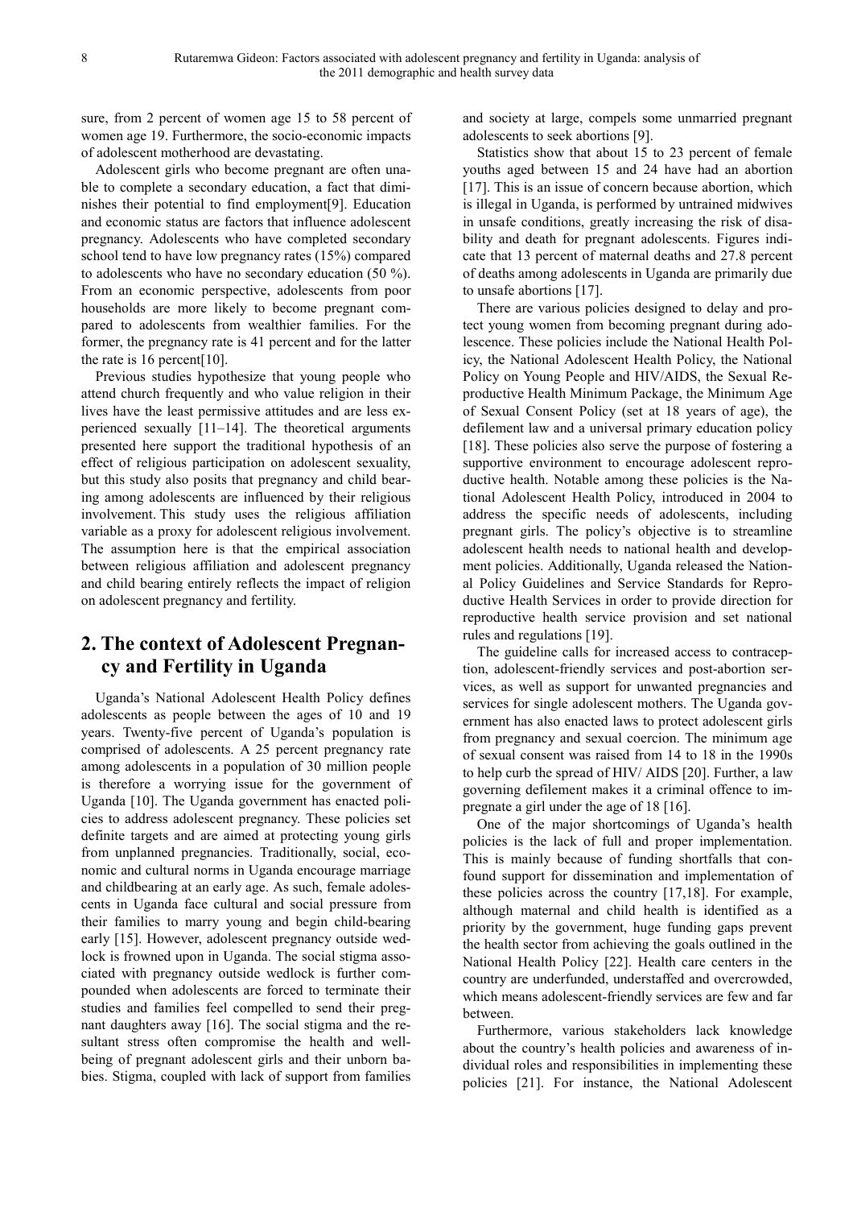sure, from 2 percent of women age 15 to 58 percent of women age 19. Furthermore, the socio-economic impacts of adolescent motherhood are devastating.

Adolescent girls who become pregnant are often unable to complete a secondary education, a fact that diminishes their potential to find employment[9]. Education and economic status are factors that influence adolescent pregnancy. Adolescents who have completed secondary school tend to have low pregnancy rates (15%) compared to adolescents who have no secondary education (50 %). From an economic perspective, adolescents from poor households are more likely to become pregnant compared to adolescents from wealthier families. For the former, the pregnancy rate is 41 percent and for the latter the rate is 16 percent[10].

Previous studies hypothesize that young people who attend church frequently and who value religion in their lives have the least permissive attitudes and are less experienced sexually [11–14]. The theoretical arguments presented here support the traditional hypothesis of an effect of religious participation on adolescent sexuality, but this study also posits that pregnancy and child bearing among adolescents are influenced by their religious involvement. This study uses the religious affiliation variable as a proxy for adolescent religious involvement. The assumption here is that the empirical association between religious affiliation and adolescent pregnancy and child bearing entirely reflects the impact of religion on adolescent pregnancy and fertility.

## 2. The context of Adolescent Pregnancy and Fertility in Uganda

Uganda's National Adolescent Health Policy defines adolescents as people between the ages of 10 and 19 years. Twenty-five percent of Uganda's population is comprised of adolescents. A 25 percent pregnancy rate among adolescents in a population of 30 million people is therefore a worrying issue for the government of Uganda [10]. The Uganda government has enacted policies to address adolescent pregnancy. These policies set definite targets and are aimed at protecting young girls from unplanned pregnancies. Traditionally, social, economic and cultural norms in Uganda encourage marriage and childbearing at an early age. As such, female adolescents in Uganda face cultural and social pressure from their families to marry young and begin child-bearing early [15]. However, adolescent pregnancy outside wedlock is frowned upon in Uganda. The social stigma associated with pregnancy outside wedlock is further compounded when adolescents are forced to terminate their studies and families feel compelled to send their pregnant daughters away [16]. The social stigma and the resultant stress often compromise the health and wellbeing of pregnant adolescent girls and their unborn babies. Stigma, coupled with lack of support from families and society at large, compels some unmarried pregnant adolescents to seek abortions [9].

Statistics show that about 15 to 23 percent of female youths aged between 15 and 24 have had an abortion [17]. This is an issue of concern because abortion, which is illegal in Uganda, is performed by untrained midwives in unsafe conditions, greatly increasing the risk of disability and death for pregnant adolescents. Figures indicate that 13 percent of maternal deaths and 27.8 percent of deaths among adolescents in Uganda are primarily due to unsafe abortions [17].

There are various policies designed to delay and protect young women from becoming pregnant during adolescence. These policies include the National Health Policy, the National Adolescent Health Policy, the National Policy on Young People and HIV/AIDS, the Sexual Reproductive Health Minimum Package, the Minimum Age of Sexual Consent Policy (set at 18 years of age), the defilement law and a universal primary education policy [18]. These policies also serve the purpose of fostering a supportive environment to encourage adolescent reproductive health. Notable among these policies is the National Adolescent Health Policy, introduced in 2004 to address the specific needs of adolescents, including pregnant girls. The policy's objective is to streamline adolescent health needs to national health and development policies. Additionally, Uganda released the National Policy Guidelines and Service Standards for Reproductive Health Services in order to provide direction for reproductive health service provision and set national rules and regulations [19].

The guideline calls for increased access to contraception, adolescent-friendly services and post-abortion services, as well as support for unwanted pregnancies and services for single adolescent mothers. The Uganda government has also enacted laws to protect adolescent girls from pregnancy and sexual coercion. The minimum age of sexual consent was raised from 14 to 18 in the 1990s to help curb the spread of HIV/ AIDS [20]. Further, a law governing defilement makes it a criminal offence to impregnate a girl under the age of 18 [16].

One of the major shortcomings of Uganda's health policies is the lack of full and proper implementation. This is mainly because of funding shortfalls that confound support for dissemination and implementation of these policies across the country [17,18]. For example, although maternal and child health is identified as a priority by the government, huge funding gaps prevent the health sector from achieving the goals outlined in the National Health Policy [22]. Health care centers in the country are underfunded, understaffed and overcrowded, which means adolescent-friendly services are few and far between.

Furthermore, various stakeholders lack knowledge about the country's health policies and awareness of individual roles and responsibilities in implementing these policies [21]. For instance, the National Adolescent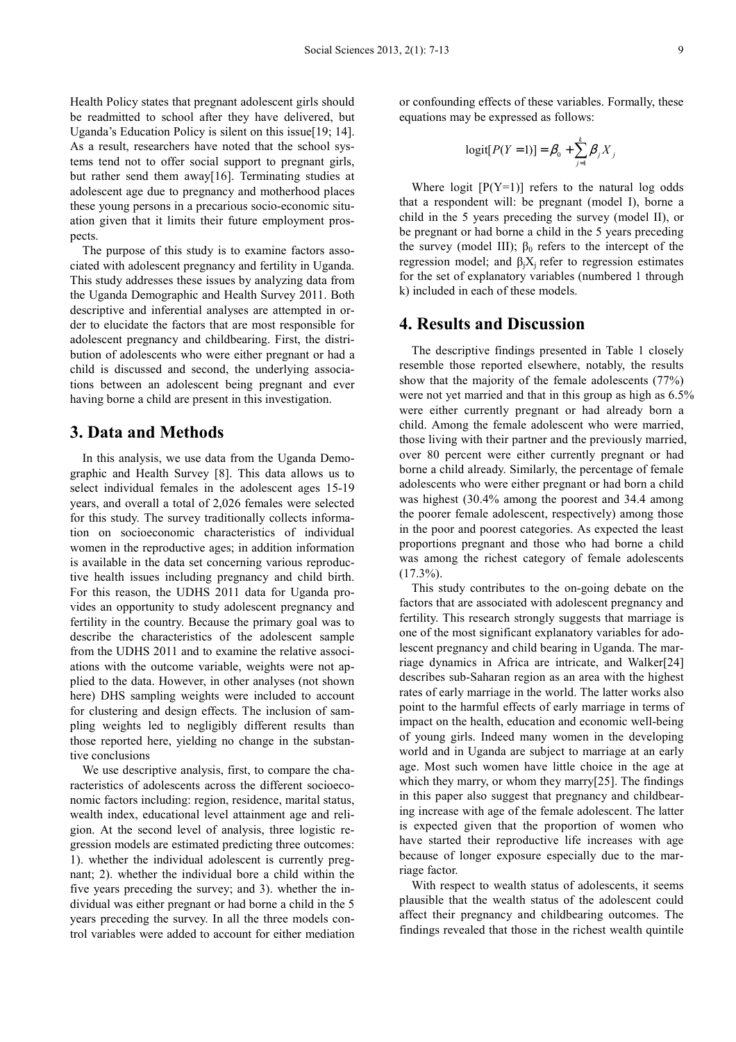Health Policy states that pregnant adolescent girls should be readmitted to school after they have delivered, but Uganda's Education Policy is silent on this issue[19; 14]. As a result, researchers have noted that the school systems tend not to offer social support to pregnant girls, but rather send them away[16]. Terminating studies at adolescent age due to pregnancy and motherhood places these young persons in a precarious socio-economic situation given that it limits their future employment prospects.

The purpose of this study is to examine factors associated with adolescent pregnancy and fertility in Uganda. This study addresses these issues by analyzing data from the Uganda Demographic and Health Survey 2011. Both descriptive and inferential analyses are attempted in order to elucidate the factors that are most responsible for adolescent pregnancy and childbearing. First, the distribution of adolescents who were either pregnant or had a child is discussed and second, the underlying associations between an adolescent being pregnant and ever having borne a child are present in this investigation.

## 3. Data and Methods

In this analysis, we use data from the Uganda Demographic and Health Survey [8]. This data allows us to select individual females in the adolescent ages 15-19 years, and overall a total of 2,026 females were selected for this study. The survey traditionally collects information on socioeconomic characteristics of individual women in the reproductive ages; in addition information is available in the data set concerning various reproductive health issues including pregnancy and child birth. For this reason, the UDHS 2011 data for Uganda provides an opportunity to study adolescent pregnancy and fertility in the country. Because the primary goal was to describe the characteristics of the adolescent sample from the UDHS 2011 and to examine the relative associations with the outcome variable, weights were not applied to the data. However, in other analyses (not shown here) DHS sampling weights were included to account for clustering and design effects. The inclusion of sampling weights led to negligibly different results than those reported here, yielding no change in the substantive conclusions

We use descriptive analysis, first, to compare the characteristics of adolescents across the different socioeconomic factors including: region, residence, marital status, wealth index, educational level attainment age and religion. At the second level of analysis, three logistic regression models are estimated predicting three outcomes: 1). whether the individual adolescent is currently pregnant; 2). whether the individual bore a child within the five years preceding the survey; and 3). whether the individual was either pregnant or had borne a child in the 5 years preceding the survey. In all the three models control variables were added to account for either mediation or confounding effects of these variables. Formally, these equations may be expressed as follows:

$$\text{logit}[P(Y=1)] = \beta_0 + \sum_{j=1}^{k} \beta_j X_j$$

Where logit [P(Y=1)] refers to the natural log odds that a respondent will: be pregnant (model I), borne a child in the 5 years preceding the survey (model II), or be pregnant or had borne a child in the 5 years preceding the survey (model III); $\beta_0$ refers to the intercept of the regression model; and $\beta_j X_j$ refer to regression estimates for the set of explanatory variables (numbered 1 through k) included in each of these models.

## 4. Results and Discussion

The descriptive findings presented in Table 1 closely resemble those reported elsewhere, notably, the results show that the majority of the female adolescents (77%) were not yet married and that in this group as high as 6.5% were either currently pregnant or had already born a child. Among the female adolescent who were married, those living with their partner and the previously married, over 80 percent were either currently pregnant or had borne a child already. Similarly, the percentage of female adolescents who were either pregnant or had born a child was highest (30.4% among the poorest and 34.4 among the poorer female adolescent, respectively) among those in the poor and poorest categories. As expected the least proportions pregnant and those who had borne a child was among the richest category of female adolescents (17.3%).

This study contributes to the on-going debate on the factors that are associated with adolescent pregnancy and fertility. This research strongly suggests that marriage is one of the most significant explanatory variables for adolescent pregnancy and child bearing in Uganda. The marriage dynamics in Africa are intricate, and Walker[24] describes sub-Saharan region as an area with the highest rates of early marriage in the world. The latter works also point to the harmful effects of early marriage in terms of impact on the health, education and economic well-being of young girls. Indeed many women in the developing world and in Uganda are subject to marriage at an early age. Most such women have little choice in the age at which they marry, or whom they marry[25]. The findings in this paper also suggest that pregnancy and childbearing increase with age of the female adolescent. The latter is expected given that the proportion of women who have started their reproductive life increases with age because of longer exposure especially due to the marriage factor.

With respect to wealth status of adolescents, it seems plausible that the wealth status of the adolescent could affect their pregnancy and childbearing outcomes. The findings revealed that those in the richest wealth quintile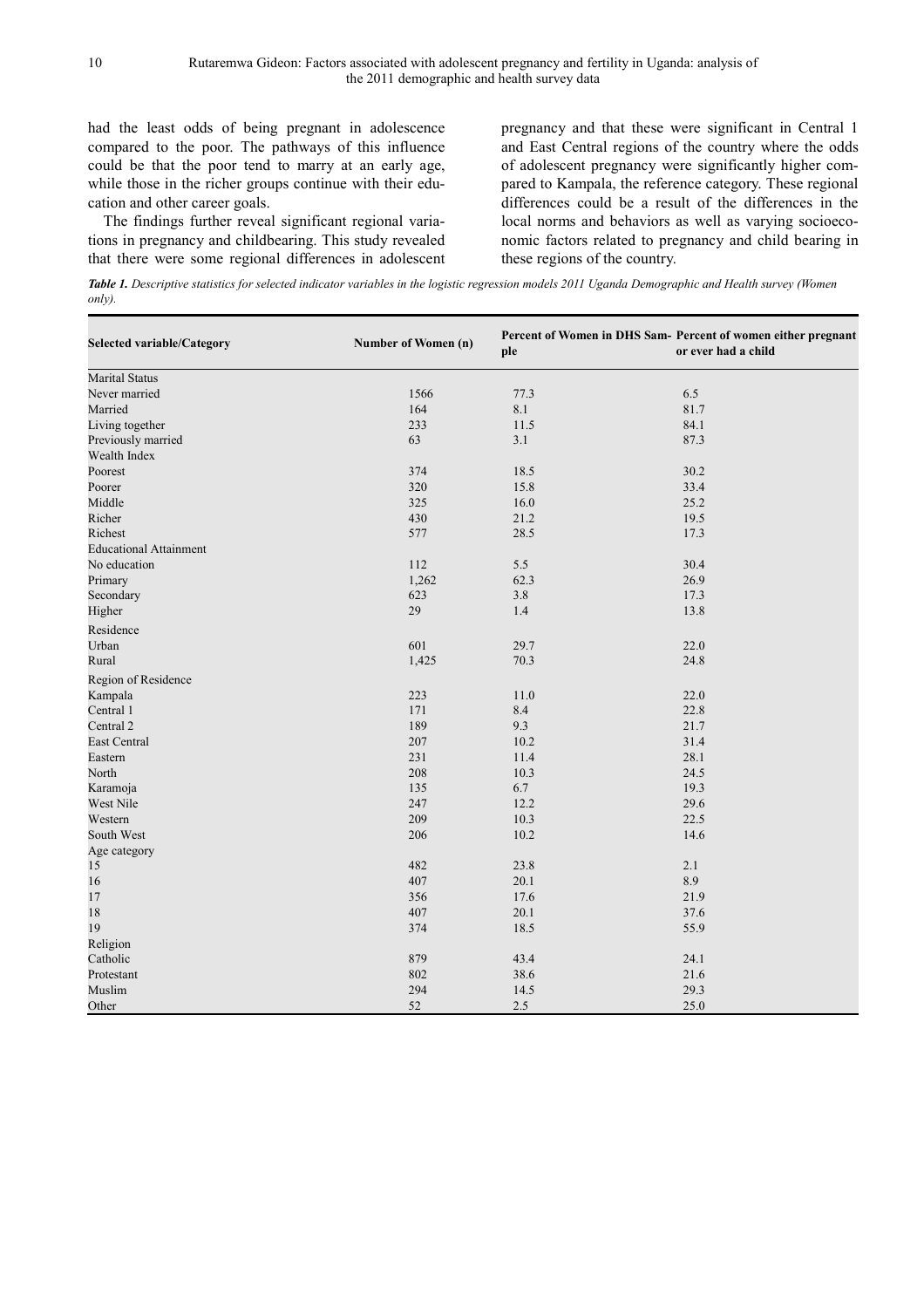had the least odds of being pregnant in adolescence compared to the poor. The pathways of this influence could be that the poor tend to marry at an early age, while those in the richer groups continue with their education and other career goals.

The findings further reveal significant regional variations in pregnancy and childbearing. This study revealed that there were some regional differences in adolescent pregnancy and that these were significant in Central 1 and East Central regions of the country where the odds of adolescent pregnancy were significantly higher compared to Kampala, the reference category. These regional differences could be a result of the differences in the local norms and behaviors as well as varying socioeconomic factors related to pregnancy and child bearing in these regions of the country.

***Table 1.*** *Descriptive statistics for selected indicator variables in the logistic regression models 2011 Uganda Demographic and Health survey (Women only).*

| Selected variable/Category | Number of Women (n) | Percent of Women in DHS Sample | Percent of women either pregnant or ever had a child |
|---|---|---|---|
| Marital Status | | | |
| Never married | 1566 | 77.3 | 6.5 |
| Married | 164 | 8.1 | 81.7 |
| Living together | 233 | 11.5 | 84.1 |
| Previously married | 63 | 3.1 | 87.3 |
| Wealth Index | | | |
| Poorest | 374 | 18.5 | 30.2 |
| Poorer | 320 | 15.8 | 33.4 |
| Middle | 325 | 16.0 | 25.2 |
| Richer | 430 | 21.2 | 19.5 |
| Richest | 577 | 28.5 | 17.3 |
| Educational Attainment | | | |
| No education | 112 | 5.5 | 30.4 |
| Primary | 1,262 | 62.3 | 26.9 |
| Secondary | 623 | 3.8 | 17.3 |
| Higher | 29 | 1.4 | 13.8 |
| Residence | | | |
| Urban | 601 | 29.7 | 22.0 |
| Rural | 1,425 | 70.3 | 24.8 |
| Region of Residence | | | |
| Kampala | 223 | 11.0 | 22.0 |
| Central 1 | 171 | 8.4 | 22.8 |
| Central 2 | 189 | 9.3 | 21.7 |
| East Central | 207 | 10.2 | 31.4 |
| Eastern | 231 | 11.4 | 28.1 |
| North | 208 | 10.3 | 24.5 |
| Karamoja | 135 | 6.7 | 19.3 |
| West Nile | 247 | 12.2 | 29.6 |
| Western | 209 | 10.3 | 22.5 |
| South West | 206 | 10.2 | 14.6 |
| Age category | | | |
| 15 | 482 | 23.8 | 2.1 |
| 16 | 407 | 20.1 | 8.9 |
| 17 | 356 | 17.6 | 21.9 |
| 18 | 407 | 20.1 | 37.6 |
| 19 | 374 | 18.5 | 55.9 |
| Religion | | | |
| Catholic | 879 | 43.4 | 24.1 |
| Protestant | 802 | 38.6 | 21.6 |
| Muslim | 294 | 14.5 | 29.3 |
| Other | 52 | 2.5 | 25.0 |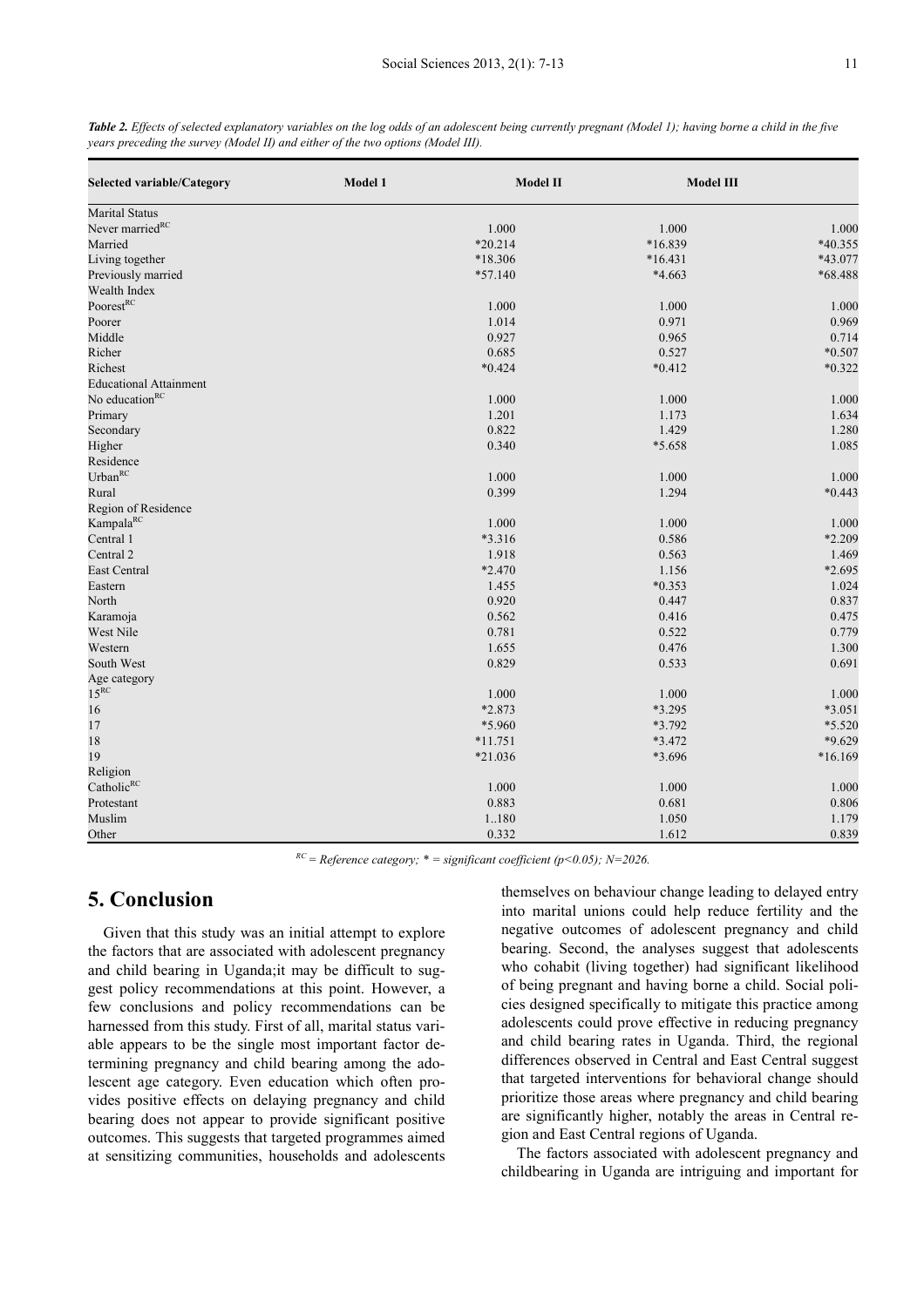***Table 2.** Effects of selected explanatory variables on the log odds of an adolescent being currently pregnant (Model 1); having borne a child in the five years preceding the survey (Model II) and either of the two options (Model III).*

| Selected variable/Category | Model 1 | Model II | Model III |
|---|---|---|---|
| Marital Status | | | |
| Never married[RC] | 1.000 | 1.000 | 1.000 |
| Married | *20.214 | *16.839 | *40.355 |
| Living together | *18.306 | *16.431 | *43.077 |
| Previously married | *57.140 | *4.663 | *68.488 |
| Wealth Index | | | |
| Poorest[RC] | 1.000 | 1.000 | 1.000 |
| Poorer | 1.014 | 0.971 | 0.969 |
| Middle | 0.927 | 0.965 | 0.714 |
| Richer | 0.685 | 0.527 | *0.507 |
| Richest | *0.424 | *0.412 | *0.322 |
| Educational Attainment | | | |
| No education[RC] | 1.000 | 1.000 | 1.000 |
| Primary | 1.201 | 1.173 | 1.634 |
| Secondary | 0.822 | 1.429 | 1.280 |
| Higher | 0.340 | *5.658 | 1.085 |
| Residence | | | |
| Urban[RC] | 1.000 | 1.000 | 1.000 |
| Rural | 0.399 | 1.294 | *0.443 |
| Region of Residence | | | |
| Kampala[RC] | 1.000 | 1.000 | 1.000 |
| Central 1 | *3.316 | 0.586 | *2.209 |
| Central 2 | 1.918 | 0.563 | 1.469 |
| East Central | *2.470 | 1.156 | *2.695 |
| Eastern | 1.455 | *0.353 | 1.024 |
| North | 0.920 | 0.447 | 0.837 |
| Karamoja | 0.562 | 0.416 | 0.475 |
| West Nile | 0.781 | 0.522 | 0.779 |
| Western | 1.655 | 0.476 | 1.300 |
| South West | 0.829 | 0.533 | 0.691 |
| Age category | | | |
| 15[RC] | 1.000 | 1.000 | 1.000 |
| 16 | *2.873 | *3.295 | *3.051 |
| 17 | *5.960 | *3.792 | *5.520 |
| 18 | *11.751 | *3.472 | *9.629 |
| 19 | *21.036 | *3.696 | *16.169 |
| Religion | | | |
| Catholic[RC] | 1.000 | 1.000 | 1.000 |
| Protestant | 0.883 | 0.681 | 0.806 |
| Muslim | 1..180 | 1.050 | 1.179 |
| Other | 0.332 | 1.612 | 0.839 |

*[RC] = Reference category; * = significant coefficient ($p<0.05$); N=2026.*

## 5. Conclusion

Given that this study was an initial attempt to explore the factors that are associated with adolescent pregnancy and child bearing in Uganda;it may be difficult to suggest policy recommendations at this point. However, a few conclusions and policy recommendations can be harnessed from this study. First of all, marital status variable appears to be the single most important factor determining pregnancy and child bearing among the adolescent age category. Even education which often provides positive effects on delaying pregnancy and child bearing does not appear to provide significant positive outcomes. This suggests that targeted programmes aimed at sensitizing communities, households and adolescents themselves on behaviour change leading to delayed entry into marital unions could help reduce fertility and the negative outcomes of adolescent pregnancy and child bearing. Second, the analyses suggest that adolescents who cohabit (living together) had significant likelihood of being pregnant and having borne a child. Social policies designed specifically to mitigate this practice among adolescents could prove effective in reducing pregnancy and child bearing rates in Uganda. Third, the regional differences observed in Central and East Central suggest that targeted interventions for behavioral change should prioritize those areas where pregnancy and child bearing are significantly higher, notably the areas in Central region and East Central regions of Uganda.

The factors associated with adolescent pregnancy and childbearing in Uganda are intriguing and important for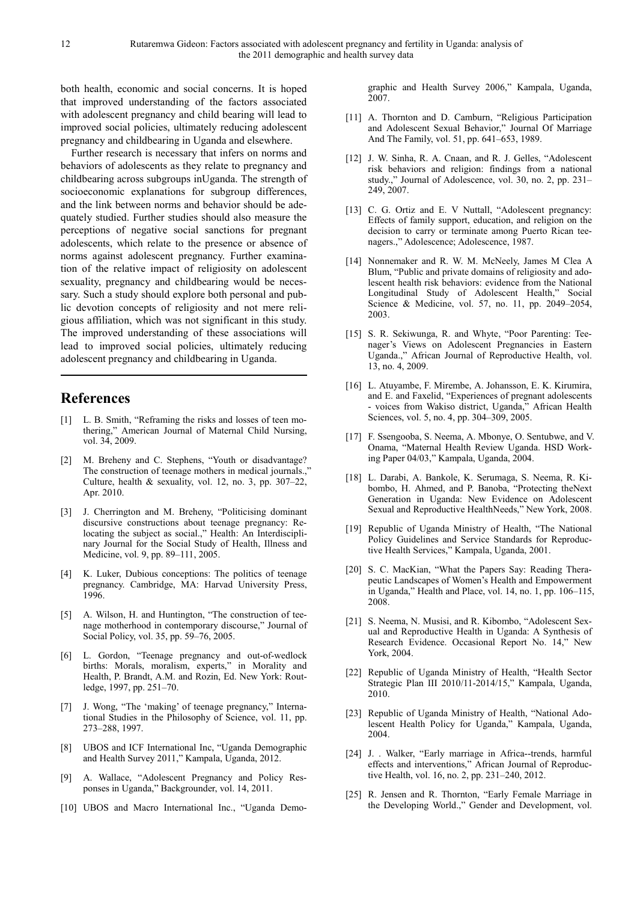both health, economic and social concerns. It is hoped that improved understanding of the factors associated with adolescent pregnancy and child bearing will lead to improved social policies, ultimately reducing adolescent pregnancy and childbearing in Uganda and elsewhere.

Further research is necessary that infers on norms and behaviors of adolescents as they relate to pregnancy and childbearing across subgroups inUganda. The strength of socioeconomic explanations for subgroup differences, and the link between norms and behavior should be adequately studied. Further studies should also measure the perceptions of negative social sanctions for pregnant adolescents, which relate to the presence or absence of norms against adolescent pregnancy. Further examination of the relative impact of religiosity on adolescent sexuality, pregnancy and childbearing would be necessary. Such a study should explore both personal and public devotion concepts of religiosity and not mere religious affiliation, which was not significant in this study. The improved understanding of these associations will lead to improved social policies, ultimately reducing adolescent pregnancy and childbearing in Uganda.

# References

[1] L. B. Smith, "Reframing the risks and losses of teen mothering," American Journal of Maternal Child Nursing, vol. 34, 2009.

[2] M. Breheny and C. Stephens, "Youth or disadvantage? The construction of teenage mothers in medical journals.," Culture, health & sexuality, vol. 12, no. 3, pp. 307–22, Apr. 2010.

[3] J. Cherrington and M. Breheny, "Politicising dominant discursive constructions about teenage pregnancy: Relocating the subject as social.," Health: An Interdisciplinary Journal for the Social Study of Health, Illness and Medicine, vol. 9, pp. 89–111, 2005.

[4] K. Luker, Dubious conceptions: The politics of teenage pregnancy. Cambridge, MA: Harvad University Press, 1996.

[5] A. Wilson, H. and Huntington, "The construction of teenage motherhood in contemporary discourse," Journal of Social Policy, vol. 35, pp. 59–76, 2005.

[6] L. Gordon, "Teenage pregnancy and out-of-wedlock births: Morals, moralism, experts," in Morality and Health, P. Brandt, A.M. and Rozin, Ed. New York: Routledge, 1997, pp. 251–70.

[7] J. Wong, "The 'making' of teenage pregnancy," International Studies in the Philosophy of Science, vol. 11, pp. 273–288, 1997.

[8] UBOS and ICF International Inc, "Uganda Demographic and Health Survey 2011," Kampala, Uganda, 2012.

[9] A. Wallace, "Adolescent Pregnancy and Policy Responses in Uganda," Backgrounder, vol. 14, 2011.

[10] UBOS and Macro International Inc., "Uganda Demographic and Health Survey 2006," Kampala, Uganda, 2007.

[11] A. Thornton and D. Camburn, "Religious Participation and Adolescent Sexual Behavior," Journal Of Marriage And The Family, vol. 51, pp. 641–653, 1989.

[12] J. W. Sinha, R. A. Cnaan, and R. J. Gelles, "Adolescent risk behaviors and religion: findings from a national study.," Journal of Adolescence, vol. 30, no. 2, pp. 231–249, 2007.

[13] C. G. Ortiz and E. V Nuttall, "Adolescent pregnancy: Effects of family support, education, and religion on the decision to carry or terminate among Puerto Rican teenagers.," Adolescence; Adolescence, 1987.

[14] Nonnemaker and R. W. M. McNeely, James M Clea A Blum, "Public and private domains of religiosity and adolescent health risk behaviors: evidence from the National Longitudinal Study of Adolescent Health," Social Science & Medicine, vol. 57, no. 11, pp. 2049–2054, 2003.

[15] S. R. Sekiwunga, R. and Whyte, "Poor Parenting: Teenager's Views on Adolescent Pregnancies in Eastern Uganda.," African Journal of Reproductive Health, vol. 13, no. 4, 2009.

[16] L. Atuyambe, F. Mirembe, A. Johansson, E. K. Kirumira, and E. and Faxelid, "Experiences of pregnant adolescents - voices from Wakiso district, Uganda," African Health Sciences, vol. 5, no. 4, pp. 304–309, 2005.

[17] F. Ssengooba, S. Neema, A. Mbonye, O. Sentubwe, and V. Onama, "Maternal Health Review Uganda. HSD Working Paper 04/03," Kampala, Uganda, 2004.

[18] L. Darabi, A. Bankole, K. Serumaga, S. Neema, R. Kibombo, H. Ahmed, and P. Banoba, "Protecting theNext Generation in Uganda: New Evidence on Adolescent Sexual and Reproductive HealthNeeds," New York, 2008.

[19] Republic of Uganda Ministry of Health, "The National Policy Guidelines and Service Standards for Reproductive Health Services," Kampala, Uganda, 2001.

[20] S. C. MacKian, "What the Papers Say: Reading Therapeutic Landscapes of Women's Health and Empowerment in Uganda," Health and Place, vol. 14, no. 1, pp. 106–115, 2008.

[21] S. Neema, N. Musisi, and R. Kibombo, "Adolescent Sexual and Reproductive Health in Uganda: A Synthesis of Research Evidence. Occasional Report No. 14," New York, 2004.

[22] Republic of Uganda Ministry of Health, "Health Sector Strategic Plan III 2010/11-2014/15," Kampala, Uganda, 2010.

[23] Republic of Uganda Ministry of Health, "National Adolescent Health Policy for Uganda," Kampala, Uganda, 2004.

[24] J. . Walker, "Early marriage in Africa--trends, harmful effects and interventions," African Journal of Reproductive Health, vol. 16, no. 2, pp. 231–240, 2012.

[25] R. Jensen and R. Thornton, "Early Female Marriage in the Developing World.," Gender and Development, vol.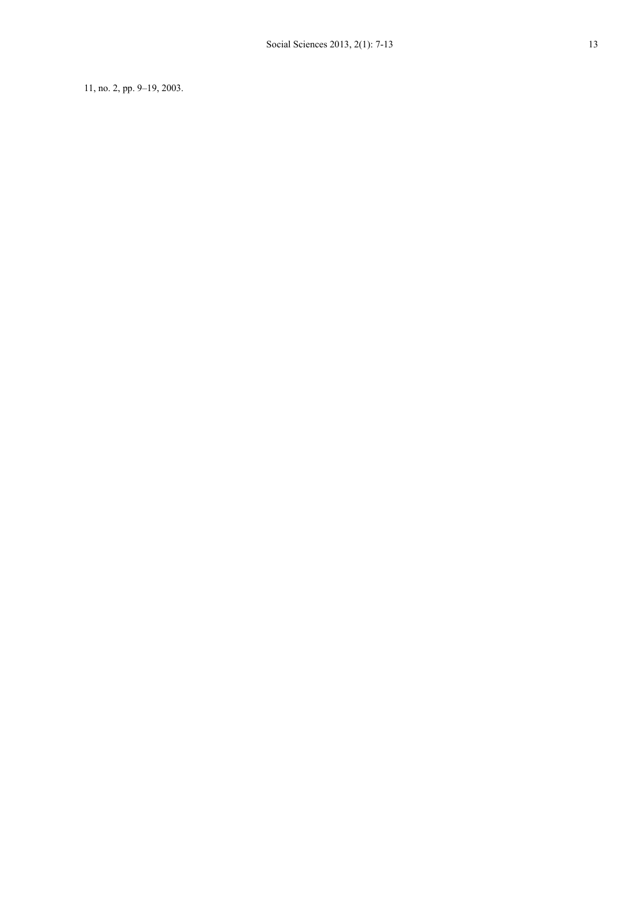11, no. 2, pp. 9–19, 2003.